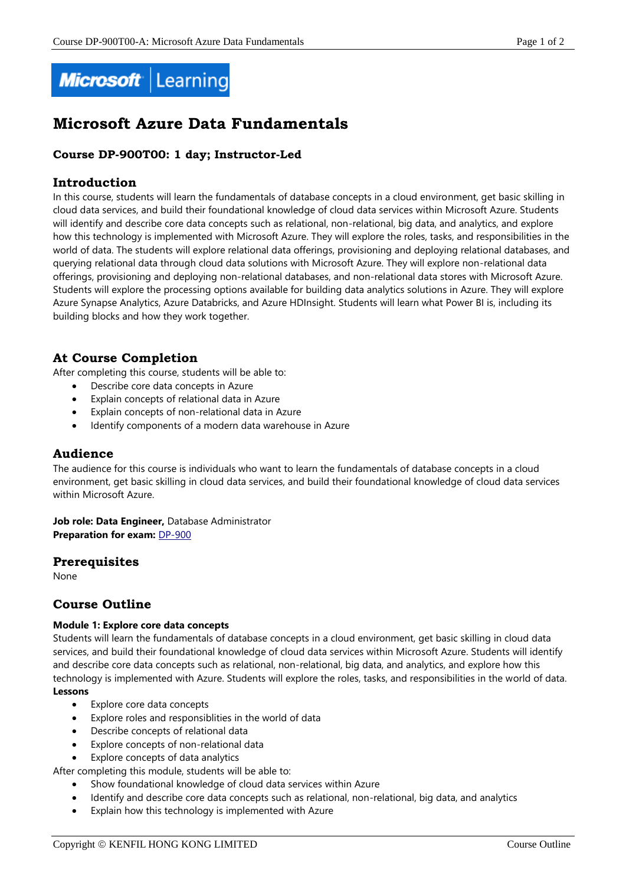# Microsoft Azure Data Fundamentals

### Course DP-900T00: 1 day; Instructor-Led

## Introduction

In this course, students will learn the fundamentals of database concepts in a cloud environment, get basic skilling in cloud data services, and build their foundational knowledge of cloud data services within Microsoft Azure. Students will identify and describe core data concepts such as relational, non-relational, big data, and analytics, and explore how this technology is implemented with Microsoft Azure. They will explore the roles, tasks, and responsibilities in the world of data. The students will explore relational data offerings, provisioning and deploying relational databases, and querying relational data through cloud data solutions with Microsoft Azure. They will explore non-relational data offerings, provisioning and deploying non-relational databases, and non-relational data stores with Microsoft Azure. Students will explore the processing options available for building data analytics solutions in Azure. They will explore Azure Synapse Analytics, Azure Databricks, and Azure HDInsight. Students will learn what Power BI is, including its building blocks and how they work together.

## At Course Completion

After completing this course, students will be able to:

- Describe core data concepts in Azure
- Explain concepts of relational data in Azure
- Explain concepts of non-relational data in Azure
- Identify components of a modern data warehouse in Azure

## Audience

The audience for this course is individuals who want to learn the fundamentals of database concepts in a cloud environment, get basic skilling in cloud data services, and build their foundational knowledge of cloud data services within Microsoft Azure.

**Job role: Data Engineer,** Database Administrator
**Preparation for exam:** DP-900

## Prerequisites

None

## Course Outline

**Module 1: Explore core data concepts**

Students will learn the fundamentals of database concepts in a cloud environment, get basic skilling in cloud data services, and build their foundational knowledge of cloud data services within Microsoft Azure. Students will identify and describe core data concepts such as relational, non-relational, big data, and analytics, and explore how this technology is implemented with Azure. Students will explore the roles, tasks, and responsibilities in the world of data.

**Lessons**

- Explore core data concepts
- Explore roles and responsiblities in the world of data
- Describe concepts of relational data
- Explore concepts of non-relational data
- Explore concepts of data analytics

After completing this module, students will be able to:

- Show foundational knowledge of cloud data services within Azure
- Identify and describe core data concepts such as relational, non-relational, big data, and analytics
- Explain how this technology is implemented with Azure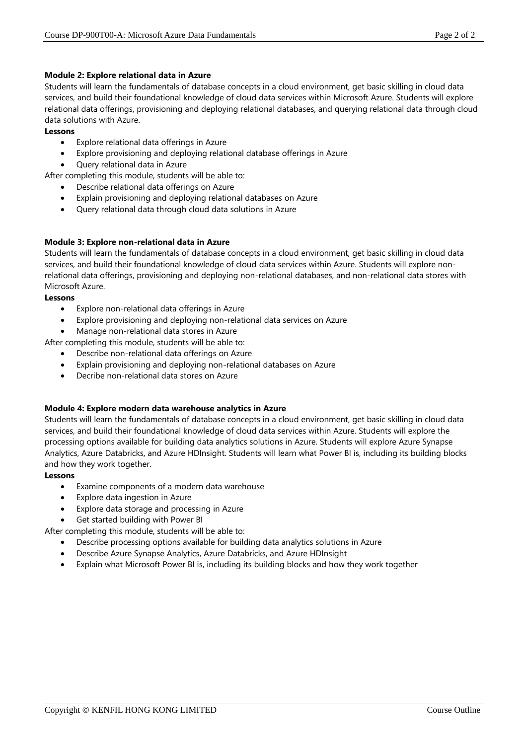**Module 2: Explore relational data in Azure**

Students will learn the fundamentals of database concepts in a cloud environment, get basic skilling in cloud data services, and build their foundational knowledge of cloud data services within Microsoft Azure. Students will explore relational data offerings, provisioning and deploying relational databases, and querying relational data through cloud data solutions with Azure.

**Lessons**

- Explore relational data offerings in Azure
- Explore provisioning and deploying relational database offerings in Azure
- Query relational data in Azure

After completing this module, students will be able to:

- Describe relational data offerings on Azure
- Explain provisioning and deploying relational databases on Azure
- Query relational data through cloud data solutions in Azure

**Module 3: Explore non-relational data in Azure**

Students will learn the fundamentals of database concepts in a cloud environment, get basic skilling in cloud data services, and build their foundational knowledge of cloud data services within Azure. Students will explore non-relational data offerings, provisioning and deploying non-relational databases, and non-relational data stores with Microsoft Azure.

**Lessons**

- Explore non-relational data offerings in Azure
- Explore provisioning and deploying non-relational data services on Azure
- Manage non-relational data stores in Azure

After completing this module, students will be able to:

- Describe non-relational data offerings on Azure
- Explain provisioning and deploying non-relational databases on Azure
- Decribe non-relational data stores on Azure

**Module 4: Explore modern data warehouse analytics in Azure**

Students will learn the fundamentals of database concepts in a cloud environment, get basic skilling in cloud data services, and build their foundational knowledge of cloud data services within Azure. Students will explore the processing options available for building data analytics solutions in Azure. Students will explore Azure Synapse Analytics, Azure Databricks, and Azure HDInsight. Students will learn what Power BI is, including its building blocks and how they work together.

**Lessons**

- Examine components of a modern data warehouse
- Explore data ingestion in Azure
- Explore data storage and processing in Azure
- Get started building with Power BI

After completing this module, students will be able to:

- Describe processing options available for building data analytics solutions in Azure
- Describe Azure Synapse Analytics, Azure Databricks, and Azure HDInsight
- Explain what Microsoft Power BI is, including its building blocks and how they work together